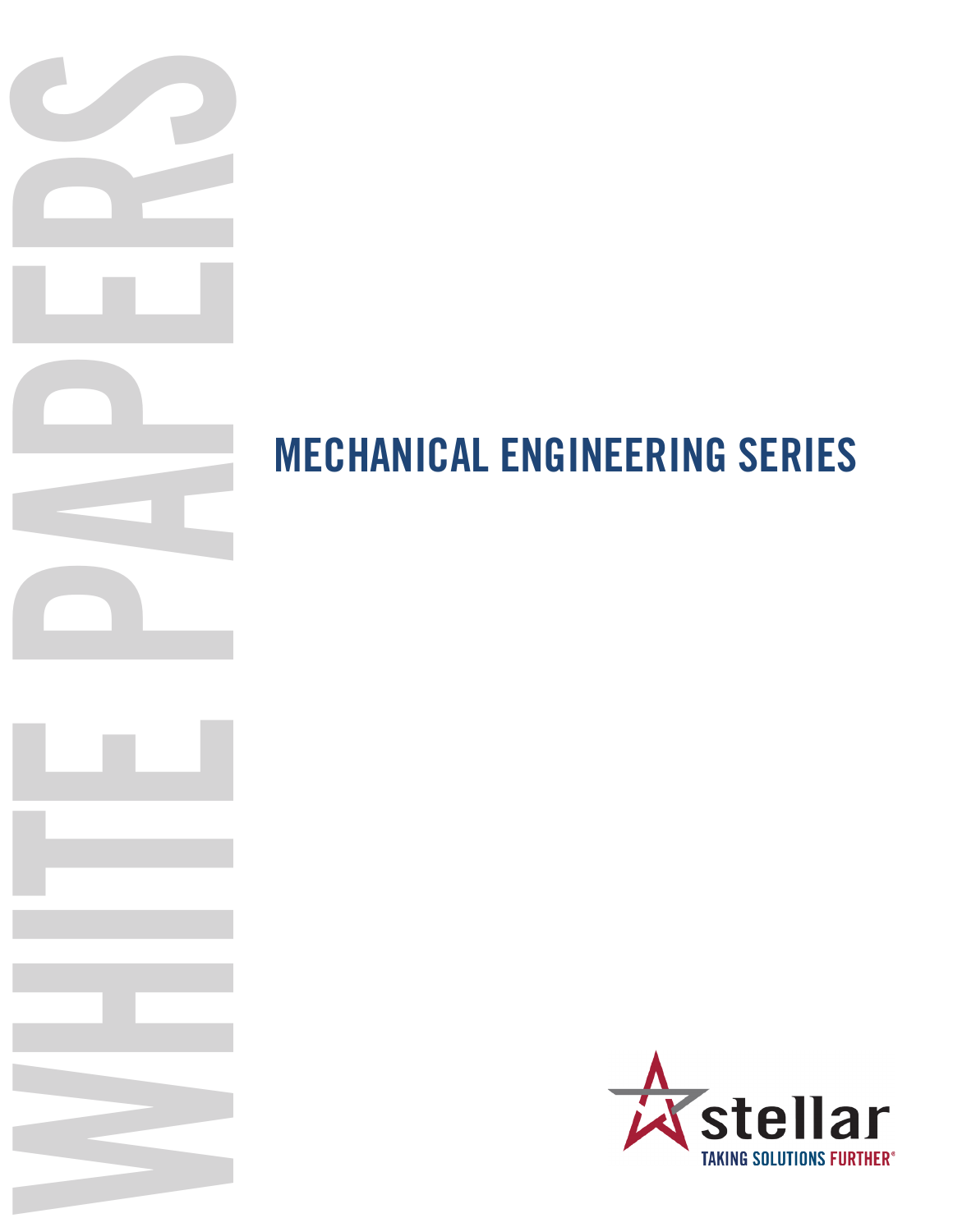# WHITE PAPERS

## MECHANICAL ENGINEERING SERIES

stellar

TAKING SOLUTIONS FURTHER®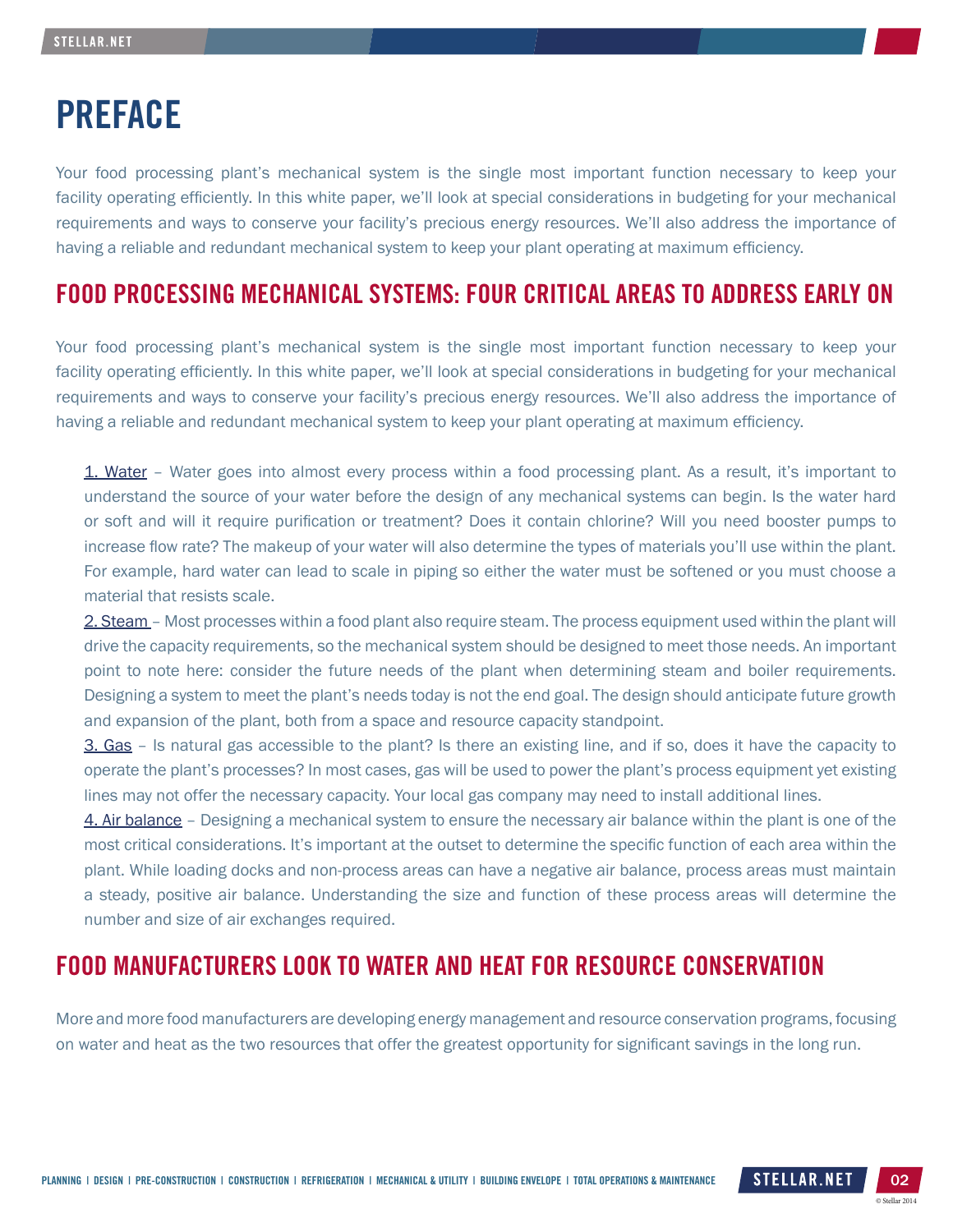# PREFACE

Your food processing plant's mechanical system is the single most important function necessary to keep your facility operating efficiently. In this white paper, we'll look at special considerations in budgeting for your mechanical requirements and ways to conserve your facility's precious energy resources. We'll also address the importance of having a reliable and redundant mechanical system to keep your plant operating at maximum efficiency.

## FOOD PROCESSING MECHANICAL SYSTEMS: FOUR CRITICAL AREAS TO ADDRESS EARLY ON

Your food processing plant's mechanical system is the single most important function necessary to keep your facility operating efficiently. In this white paper, we'll look at special considerations in budgeting for your mechanical requirements and ways to conserve your facility's precious energy resources. We'll also address the importance of having a reliable and redundant mechanical system to keep your plant operating at maximum efficiency.

1. Water – Water goes into almost every process within a food processing plant. As a result, it's important to understand the source of your water before the design of any mechanical systems can begin. Is the water hard or soft and will it require purification or treatment? Does it contain chlorine? Will you need booster pumps to increase flow rate? The makeup of your water will also determine the types of materials you'll use within the plant. For example, hard water can lead to scale in piping so either the water must be softened or you must choose a material that resists scale.
2. Steam – Most processes within a food plant also require steam. The process equipment used within the plant will drive the capacity requirements, so the mechanical system should be designed to meet those needs. An important point to note here: consider the future needs of the plant when determining steam and boiler requirements. Designing a system to meet the plant's needs today is not the end goal. The design should anticipate future growth and expansion of the plant, both from a space and resource capacity standpoint.
3. Gas – Is natural gas accessible to the plant? Is there an existing line, and if so, does it have the capacity to operate the plant's processes? In most cases, gas will be used to power the plant's process equipment yet existing lines may not offer the necessary capacity. Your local gas company may need to install additional lines.
4. Air balance – Designing a mechanical system to ensure the necessary air balance within the plant is one of the most critical considerations. It's important at the outset to determine the specific function of each area within the plant. While loading docks and non-process areas can have a negative air balance, process areas must maintain a steady, positive air balance. Understanding the size and function of these process areas will determine the number and size of air exchanges required.

## FOOD MANUFACTURERS LOOK TO WATER AND HEAT FOR RESOURCE CONSERVATION

More and more food manufacturers are developing energy management and resource conservation programs, focusing on water and heat as the two resources that offer the greatest opportunity for significant savings in the long run.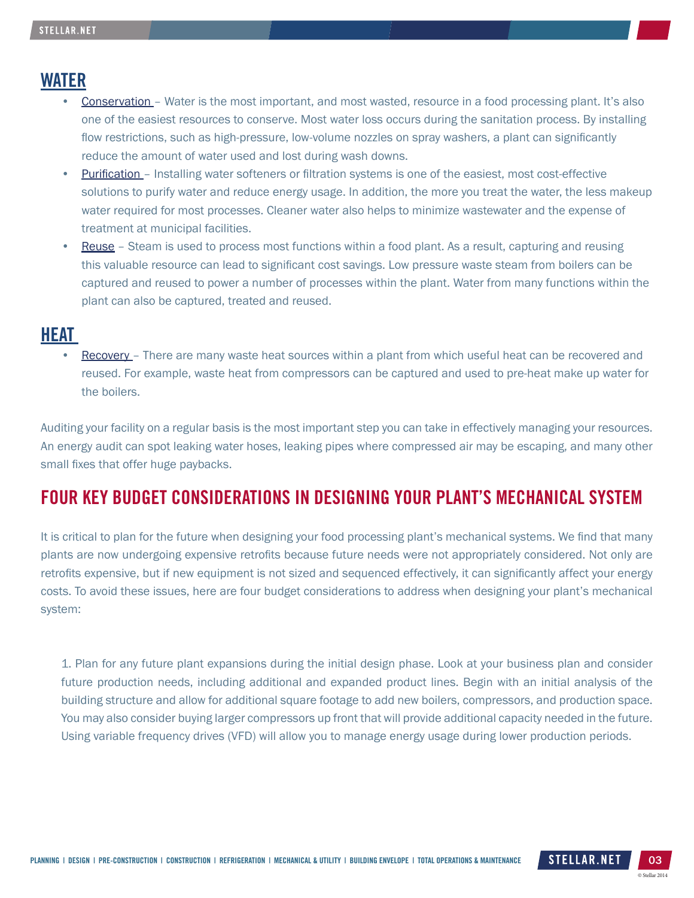## WATER

- Conservation – Water is the most important, and most wasted, resource in a food processing plant. It's also one of the easiest resources to conserve. Most water loss occurs during the sanitation process. By installing flow restrictions, such as high-pressure, low-volume nozzles on spray washers, a plant can significantly reduce the amount of water used and lost during wash downs.
- Purification – Installing water softeners or filtration systems is one of the easiest, most cost-effective solutions to purify water and reduce energy usage. In addition, the more you treat the water, the less makeup water required for most processes. Cleaner water also helps to minimize wastewater and the expense of treatment at municipal facilities.
- Reuse – Steam is used to process most functions within a food plant. As a result, capturing and reusing this valuable resource can lead to significant cost savings. Low pressure waste steam from boilers can be captured and reused to power a number of processes within the plant. Water from many functions within the plant can also be captured, treated and reused.

## HEAT

- Recovery – There are many waste heat sources within a plant from which useful heat can be recovered and reused. For example, waste heat from compressors can be captured and used to pre-heat make up water for the boilers.

Auditing your facility on a regular basis is the most important step you can take in effectively managing your resources. An energy audit can spot leaking water hoses, leaking pipes where compressed air may be escaping, and many other small fixes that offer huge paybacks.

## FOUR KEY BUDGET CONSIDERATIONS IN DESIGNING YOUR PLANT'S MECHANICAL SYSTEM

It is critical to plan for the future when designing your food processing plant's mechanical systems. We find that many plants are now undergoing expensive retrofits because future needs were not appropriately considered. Not only are retrofits expensive, but if new equipment is not sized and sequenced effectively, it can significantly affect your energy costs. To avoid these issues, here are four budget considerations to address when designing your plant's mechanical system:

1. Plan for any future plant expansions during the initial design phase. Look at your business plan and consider future production needs, including additional and expanded product lines. Begin with an initial analysis of the building structure and allow for additional square footage to add new boilers, compressors, and production space. You may also consider buying larger compressors up front that will provide additional capacity needed in the future. Using variable frequency drives (VFD) will allow you to manage energy usage during lower production periods.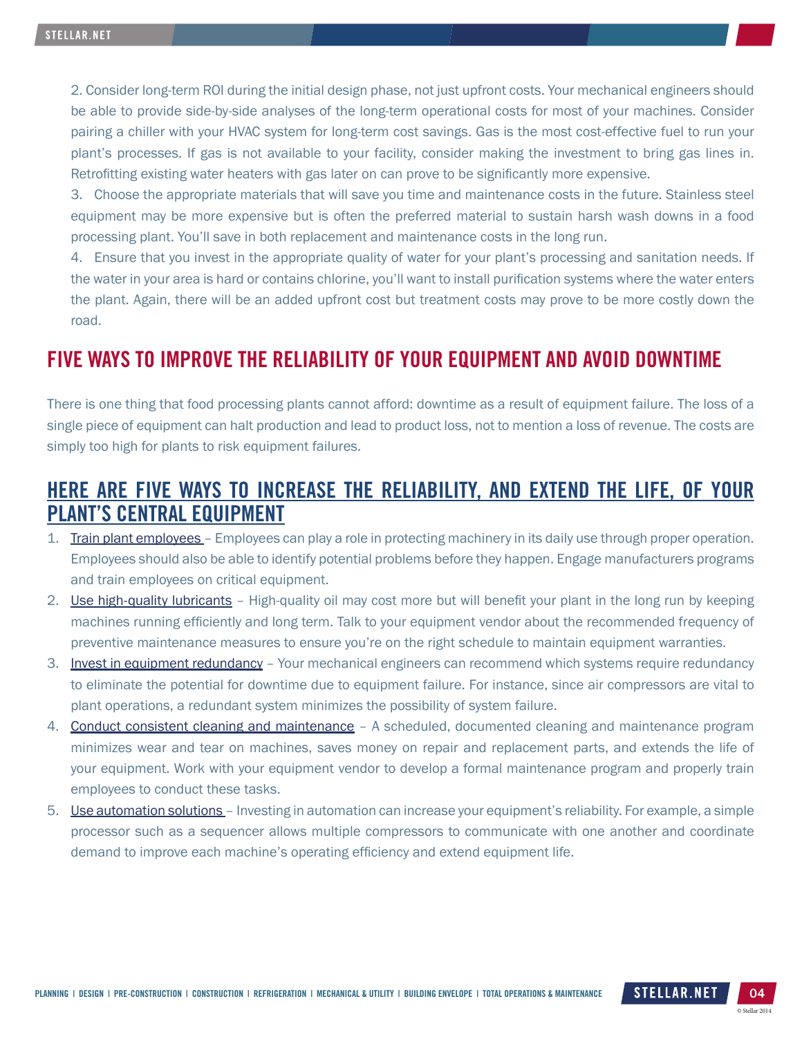2. Consider long-term ROI during the initial design phase, not just upfront costs. Your mechanical engineers should be able to provide side-by-side analyses of the long-term operational costs for most of your machines. Consider pairing a chiller with your HVAC system for long-term cost savings. Gas is the most cost-effective fuel to run your plant's processes. If gas is not available to your facility, consider making the investment to bring gas lines in. Retrofitting existing water heaters with gas later on can prove to be significantly more expensive.

3. Choose the appropriate materials that will save you time and maintenance costs in the future. Stainless steel equipment may be more expensive but is often the preferred material to sustain harsh wash downs in a food processing plant. You'll save in both replacement and maintenance costs in the long run.

4. Ensure that you invest in the appropriate quality of water for your plant's processing and sanitation needs. If the water in your area is hard or contains chlorine, you'll want to install purification systems where the water enters the plant. Again, there will be an added upfront cost but treatment costs may prove to be more costly down the road.

## FIVE WAYS TO IMPROVE THE RELIABILITY OF YOUR EQUIPMENT AND AVOID DOWNTIME

There is one thing that food processing plants cannot afford: downtime as a result of equipment failure. The loss of a single piece of equipment can halt production and lead to product loss, not to mention a loss of revenue. The costs are simply too high for plants to risk equipment failures.

## HERE ARE FIVE WAYS TO INCREASE THE RELIABILITY, AND EXTEND THE LIFE, OF YOUR PLANT'S CENTRAL EQUIPMENT

1. Train plant employees – Employees can play a role in protecting machinery in its daily use through proper operation. Employees should also be able to identify potential problems before they happen. Engage manufacturers programs and train employees on critical equipment.
2. Use high-quality lubricants – High-quality oil may cost more but will benefit your plant in the long run by keeping machines running efficiently and long term. Talk to your equipment vendor about the recommended frequency of preventive maintenance measures to ensure you're on the right schedule to maintain equipment warranties.
3. Invest in equipment redundancy – Your mechanical engineers can recommend which systems require redundancy to eliminate the potential for downtime due to equipment failure. For instance, since air compressors are vital to plant operations, a redundant system minimizes the possibility of system failure.
4. Conduct consistent cleaning and maintenance – A scheduled, documented cleaning and maintenance program minimizes wear and tear on machines, saves money on repair and replacement parts, and extends the life of your equipment. Work with your equipment vendor to develop a formal maintenance program and properly train employees to conduct these tasks.
5. Use automation solutions – Investing in automation can increase your equipment's reliability. For example, a simple processor such as a sequencer allows multiple compressors to communicate with one another and coordinate demand to improve each machine's operating efficiency and extend equipment life.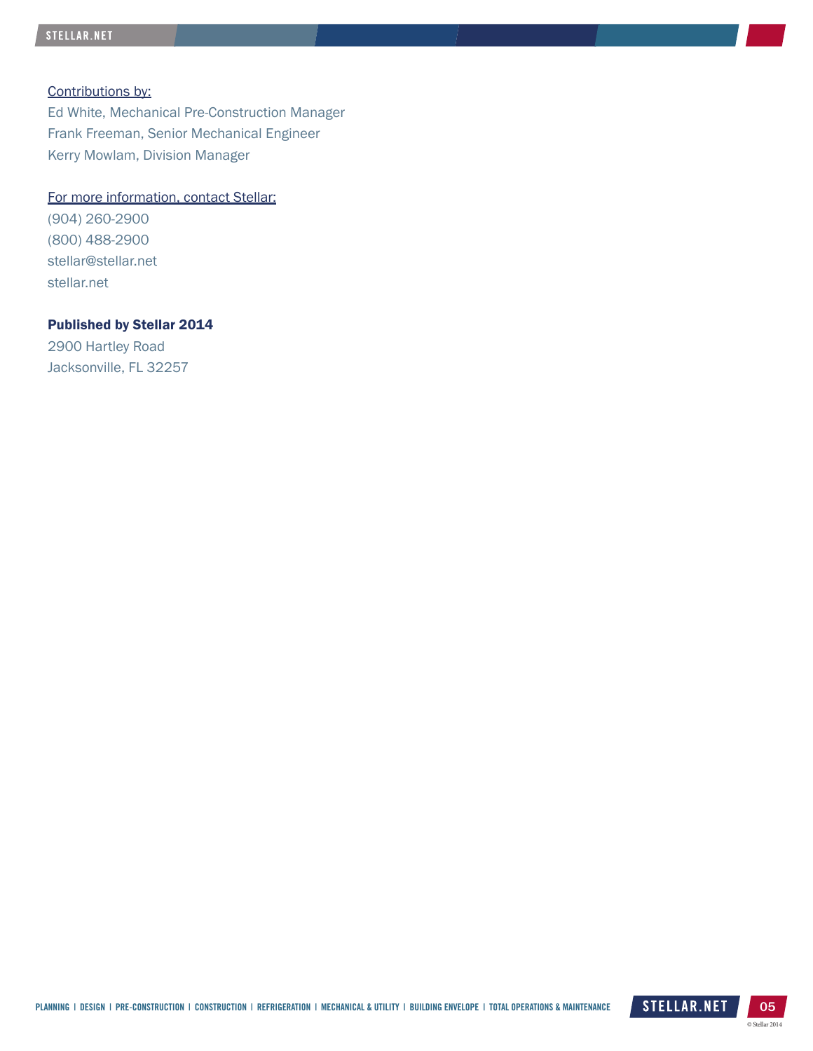Contributions by:

Ed White, Mechanical Pre-Construction Manager
Frank Freeman, Senior Mechanical Engineer
Kerry Mowlam, Division Manager

For more information, contact Stellar:

(904) 260-2900
(800) 488-2900
stellar@stellar.net
stellar.net

**Published by Stellar 2014**

2900 Hartley Road
Jacksonville, FL 32257